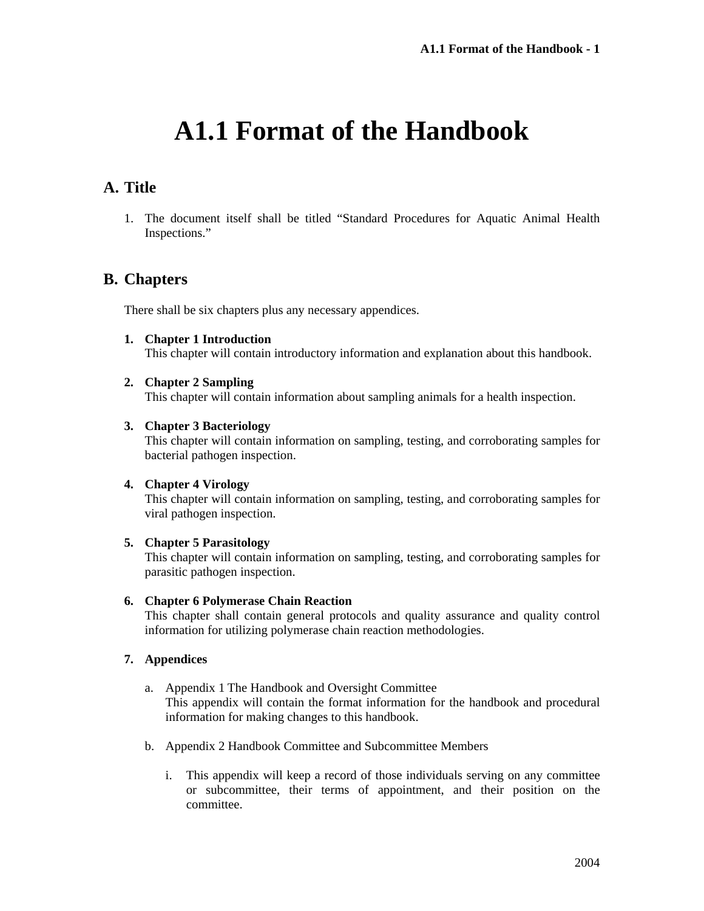# A1.1 Format of the Handbook

## A. Title

1. The document itself shall be titled "Standard Procedures for Aquatic Animal Health Inspections."

## B. Chapters

There shall be six chapters plus any necessary appendices.

1. **Chapter 1 Introduction**
   This chapter will contain introductory information and explanation about this handbook.

2. **Chapter 2 Sampling**
   This chapter will contain information about sampling animals for a health inspection.

3. **Chapter 3 Bacteriology**
   This chapter will contain information on sampling, testing, and corroborating samples for bacterial pathogen inspection.

4. **Chapter 4 Virology**
   This chapter will contain information on sampling, testing, and corroborating samples for viral pathogen inspection.

5. **Chapter 5 Parasitology**
   This chapter will contain information on sampling, testing, and corroborating samples for parasitic pathogen inspection.

6. **Chapter 6 Polymerase Chain Reaction**
   This chapter shall contain general protocols and quality assurance and quality control information for utilizing polymerase chain reaction methodologies.

7. **Appendices**

   a. Appendix 1 The Handbook and Oversight Committee
      This appendix will contain the format information for the handbook and procedural information for making changes to this handbook.

   b. Appendix 2 Handbook Committee and Subcommittee Members

      i. This appendix will keep a record of those individuals serving on any committee or subcommittee, their terms of appointment, and their position on the committee.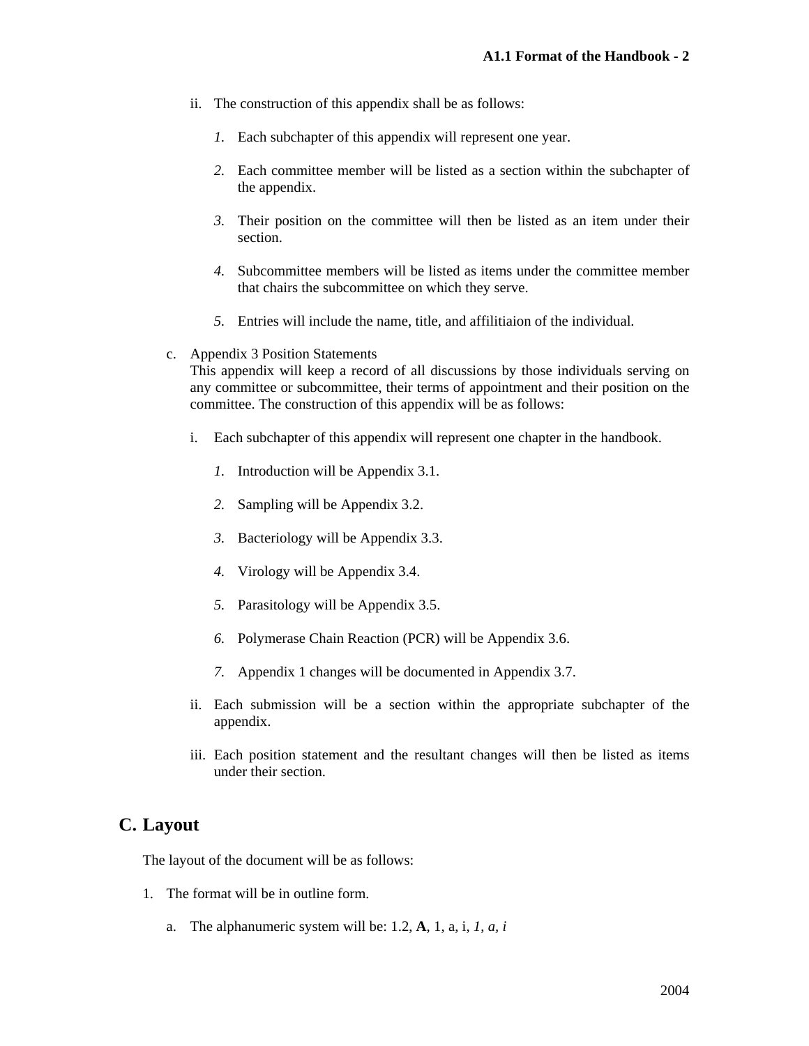ii. The construction of this appendix shall be as follows:

   *1.* Each subchapter of this appendix will represent one year.

   *2.* Each committee member will be listed as a section within the subchapter of the appendix.

   *3.* Their position on the committee will then be listed as an item under their section.

   *4.* Subcommittee members will be listed as items under the committee member that chairs the subcommittee on which they serve.

   *5.* Entries will include the name, title, and affilitiaion of the individual.

c. Appendix 3 Position Statements
This appendix will keep a record of all discussions by those individuals serving on any committee or subcommittee, their terms of appointment and their position on the committee. The construction of this appendix will be as follows:

   i. Each subchapter of this appendix will represent one chapter in the handbook.

      *1.* Introduction will be Appendix 3.1.

      *2.* Sampling will be Appendix 3.2.

      *3.* Bacteriology will be Appendix 3.3.

      *4.* Virology will be Appendix 3.4.

      *5.* Parasitology will be Appendix 3.5.

      *6.* Polymerase Chain Reaction (PCR) will be Appendix 3.6.

      *7.* Appendix 1 changes will be documented in Appendix 3.7.

   ii. Each submission will be a section within the appropriate subchapter of the appendix.

   iii. Each position statement and the resultant changes will then be listed as items under their section.

## C. Layout

The layout of the document will be as follows:

1. The format will be in outline form.

   a. The alphanumeric system will be: 1.2, **A**, 1, a, i, *1*, *a*, *i*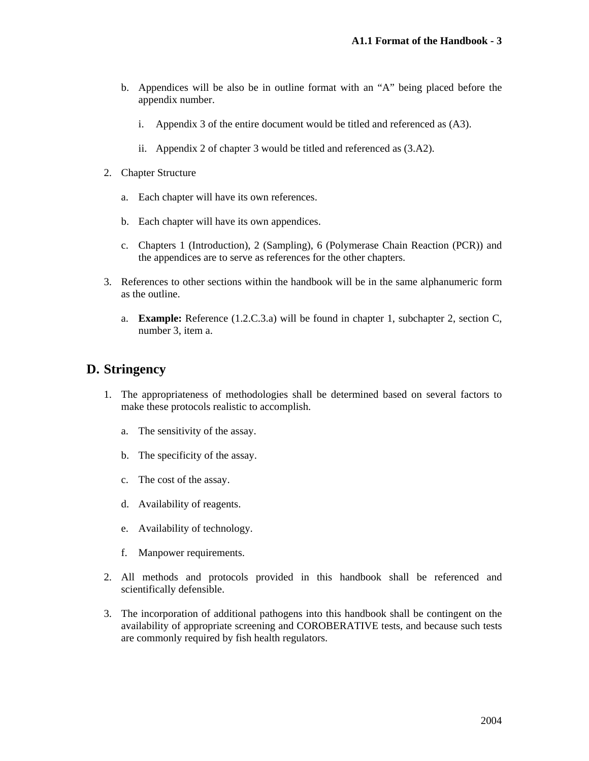b. Appendices will be also be in outline format with an "A" being placed before the appendix number.

    i. Appendix 3 of the entire document would be titled and referenced as (A3).

    ii. Appendix 2 of chapter 3 would be titled and referenced as (3.A2).

2. Chapter Structure

    a. Each chapter will have its own references.

    b. Each chapter will have its own appendices.

    c. Chapters 1 (Introduction), 2 (Sampling), 6 (Polymerase Chain Reaction (PCR)) and the appendices are to serve as references for the other chapters.

3. References to other sections within the handbook will be in the same alphanumeric form as the outline.

    a. **Example:** Reference (1.2.C.3.a) will be found in chapter 1, subchapter 2, section C, number 3, item a.

## D. Stringency

1. The appropriateness of methodologies shall be determined based on several factors to make these protocols realistic to accomplish.

    a. The sensitivity of the assay.

    b. The specificity of the assay.

    c. The cost of the assay.

    d. Availability of reagents.

    e. Availability of technology.

    f. Manpower requirements.

2. All methods and protocols provided in this handbook shall be referenced and scientifically defensible.

3. The incorporation of additional pathogens into this handbook shall be contingent on the availability of appropriate screening and COROBERATIVE tests, and because such tests are commonly required by fish health regulators.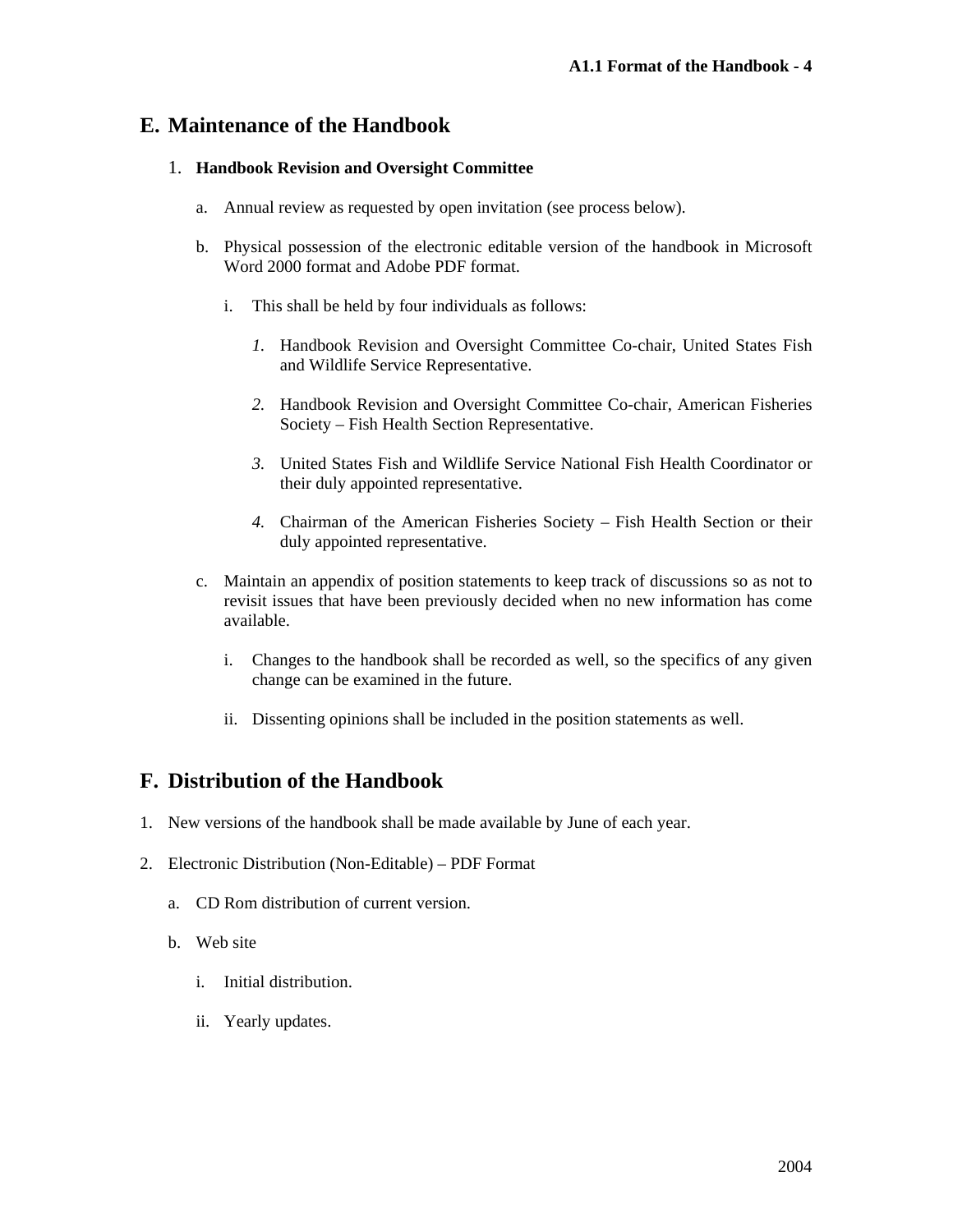## E. Maintenance of the Handbook

1. **Handbook Revision and Oversight Committee**

   a. Annual review as requested by open invitation (see process below).

   b. Physical possession of the electronic editable version of the handbook in Microsoft Word 2000 format and Adobe PDF format.

      i. This shall be held by four individuals as follows:

         *1.* Handbook Revision and Oversight Committee Co-chair, United States Fish and Wildlife Service Representative.

         *2.* Handbook Revision and Oversight Committee Co-chair, American Fisheries Society – Fish Health Section Representative.

         *3.* United States Fish and Wildlife Service National Fish Health Coordinator or their duly appointed representative.

         *4.* Chairman of the American Fisheries Society – Fish Health Section or their duly appointed representative.

   c. Maintain an appendix of position statements to keep track of discussions so as not to revisit issues that have been previously decided when no new information has come available.

      i. Changes to the handbook shall be recorded as well, so the specifics of any given change can be examined in the future.

      ii. Dissenting opinions shall be included in the position statements as well.

## F. Distribution of the Handbook

1. New versions of the handbook shall be made available by June of each year.

2. Electronic Distribution (Non-Editable) – PDF Format

   a. CD Rom distribution of current version.

   b. Web site

      i. Initial distribution.

      ii. Yearly updates.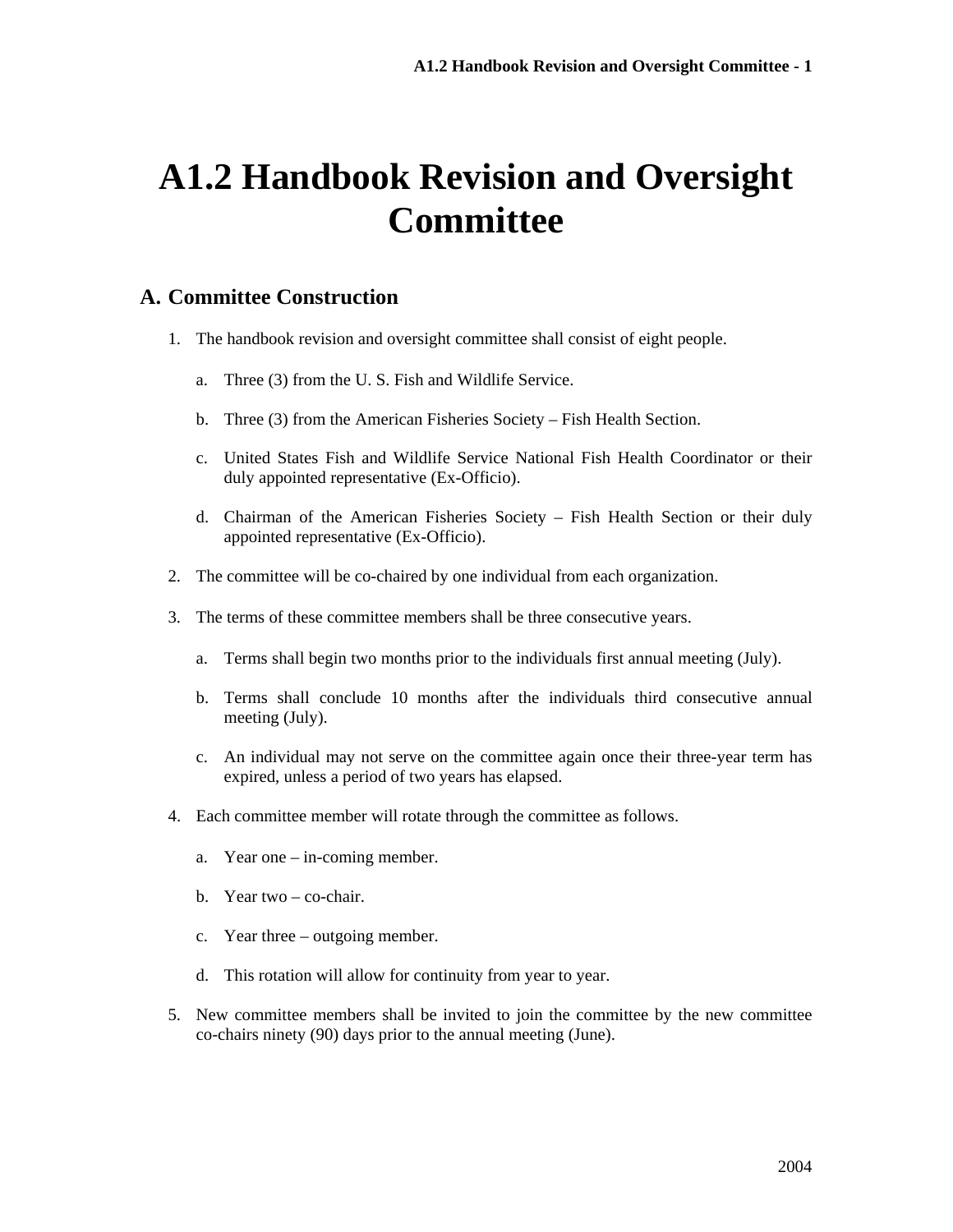# A1.2 Handbook Revision and Oversight Committee

## A. Committee Construction

1. The handbook revision and oversight committee shall consist of eight people.

    a. Three (3) from the U. S. Fish and Wildlife Service.

    b. Three (3) from the American Fisheries Society – Fish Health Section.

    c. United States Fish and Wildlife Service National Fish Health Coordinator or their duly appointed representative (Ex-Officio).

    d. Chairman of the American Fisheries Society – Fish Health Section or their duly appointed representative (Ex-Officio).

2. The committee will be co-chaired by one individual from each organization.

3. The terms of these committee members shall be three consecutive years.

    a. Terms shall begin two months prior to the individuals first annual meeting (July).

    b. Terms shall conclude 10 months after the individuals third consecutive annual meeting (July).

    c. An individual may not serve on the committee again once their three-year term has expired, unless a period of two years has elapsed.

4. Each committee member will rotate through the committee as follows.

    a. Year one – in-coming member.

    b. Year two – co-chair.

    c. Year three – outgoing member.

    d. This rotation will allow for continuity from year to year.

5. New committee members shall be invited to join the committee by the new committee co-chairs ninety (90) days prior to the annual meeting (June).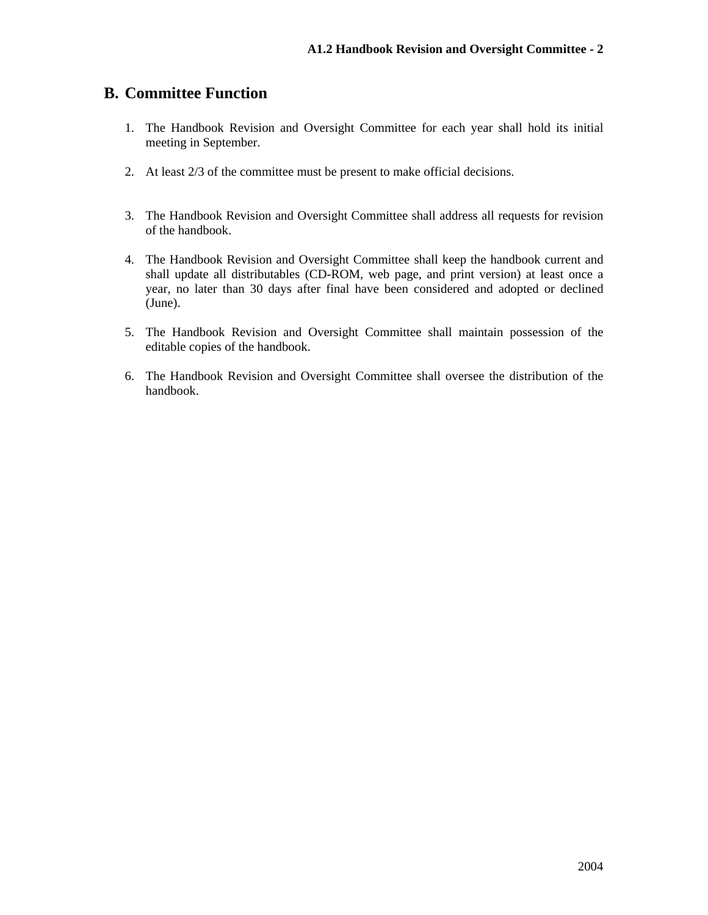## B. Committee Function

1. The Handbook Revision and Oversight Committee for each year shall hold its initial meeting in September.

2. At least 2/3 of the committee must be present to make official decisions.

3. The Handbook Revision and Oversight Committee shall address all requests for revision of the handbook.

4. The Handbook Revision and Oversight Committee shall keep the handbook current and shall update all distributables (CD-ROM, web page, and print version) at least once a year, no later than 30 days after final have been considered and adopted or declined (June).

5. The Handbook Revision and Oversight Committee shall maintain possession of the editable copies of the handbook.

6. The Handbook Revision and Oversight Committee shall oversee the distribution of the handbook.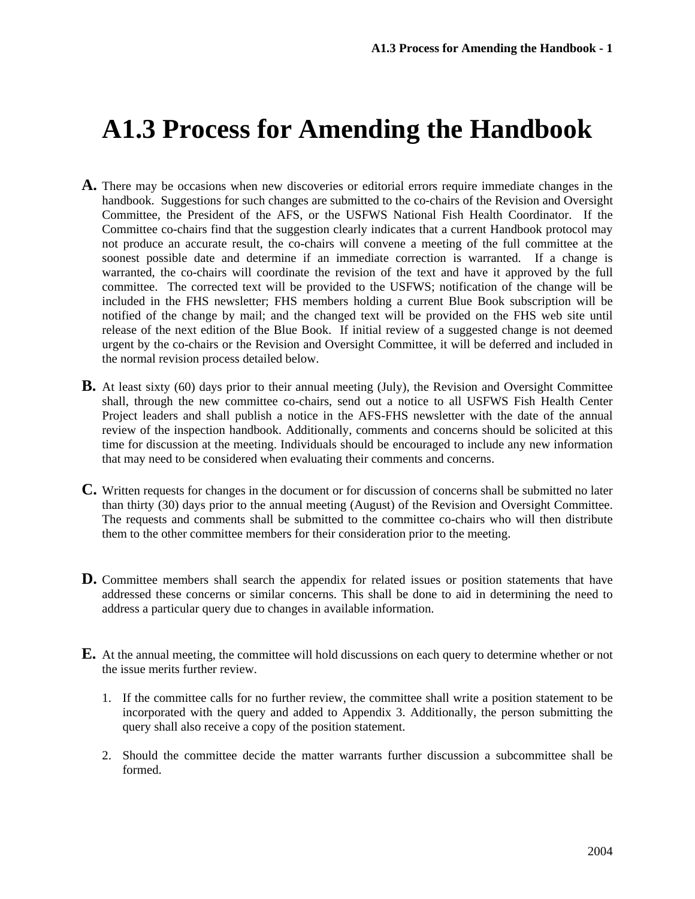# A1.3 Process for Amending the Handbook

**A.** There may be occasions when new discoveries or editorial errors require immediate changes in the handbook. Suggestions for such changes are submitted to the co-chairs of the Revision and Oversight Committee, the President of the AFS, or the USFWS National Fish Health Coordinator. If the Committee co-chairs find that the suggestion clearly indicates that a current Handbook protocol may not produce an accurate result, the co-chairs will convene a meeting of the full committee at the soonest possible date and determine if an immediate correction is warranted. If a change is warranted, the co-chairs will coordinate the revision of the text and have it approved by the full committee. The corrected text will be provided to the USFWS; notification of the change will be included in the FHS newsletter; FHS members holding a current Blue Book subscription will be notified of the change by mail; and the changed text will be provided on the FHS web site until release of the next edition of the Blue Book. If initial review of a suggested change is not deemed urgent by the co-chairs or the Revision and Oversight Committee, it will be deferred and included in the normal revision process detailed below.

**B.** At least sixty (60) days prior to their annual meeting (July), the Revision and Oversight Committee shall, through the new committee co-chairs, send out a notice to all USFWS Fish Health Center Project leaders and shall publish a notice in the AFS-FHS newsletter with the date of the annual review of the inspection handbook. Additionally, comments and concerns should be solicited at this time for discussion at the meeting. Individuals should be encouraged to include any new information that may need to be considered when evaluating their comments and concerns.

**C.** Written requests for changes in the document or for discussion of concerns shall be submitted no later than thirty (30) days prior to the annual meeting (August) of the Revision and Oversight Committee. The requests and comments shall be submitted to the committee co-chairs who will then distribute them to the other committee members for their consideration prior to the meeting.

**D.** Committee members shall search the appendix for related issues or position statements that have addressed these concerns or similar concerns. This shall be done to aid in determining the need to address a particular query due to changes in available information.

**E.** At the annual meeting, the committee will hold discussions on each query to determine whether or not the issue merits further review.

1. If the committee calls for no further review, the committee shall write a position statement to be incorporated with the query and added to Appendix 3. Additionally, the person submitting the query shall also receive a copy of the position statement.

2. Should the committee decide the matter warrants further discussion a subcommittee shall be formed.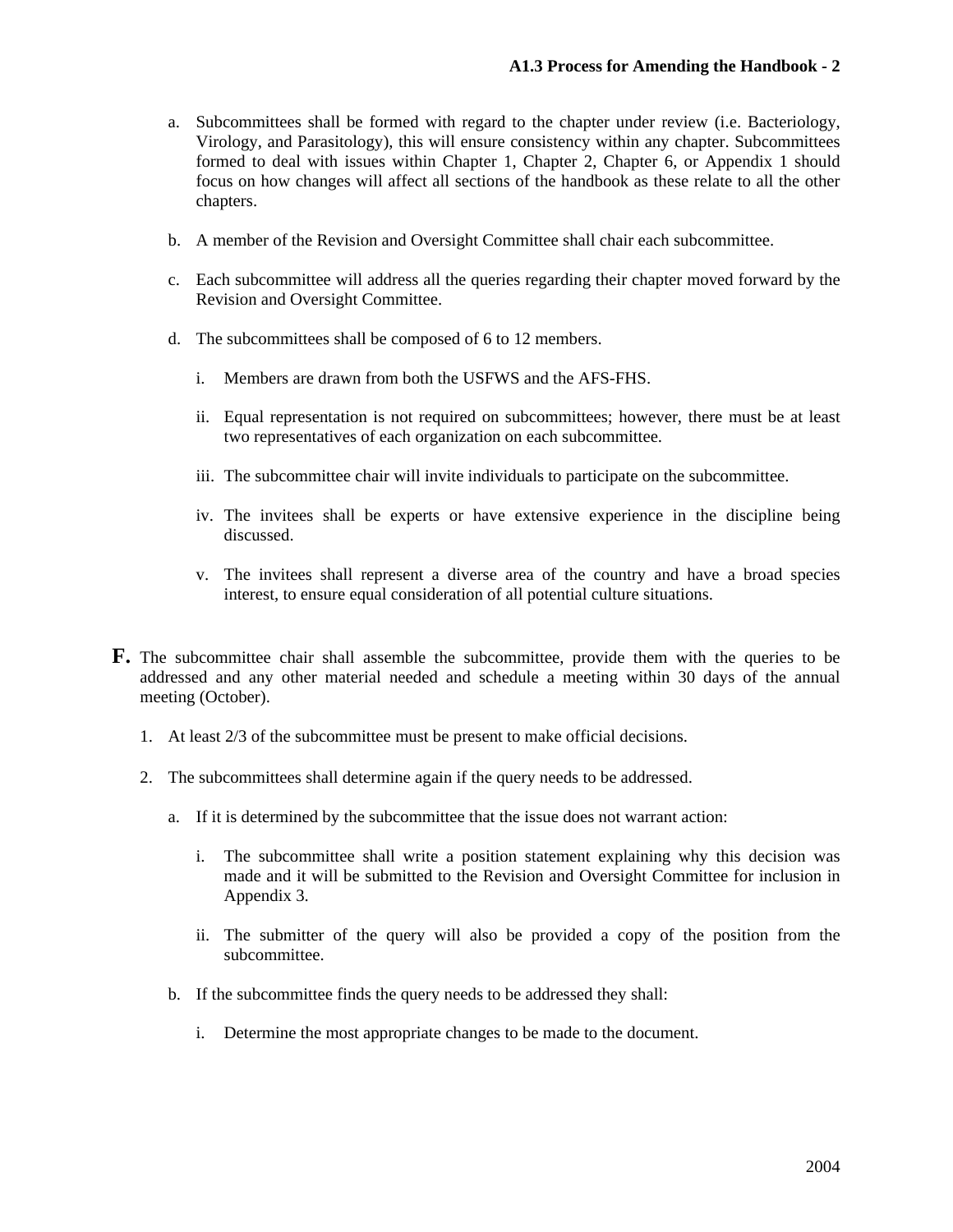a. Subcommittees shall be formed with regard to the chapter under review (i.e. Bacteriology, Virology, and Parasitology), this will ensure consistency within any chapter. Subcommittees formed to deal with issues within Chapter 1, Chapter 2, Chapter 6, or Appendix 1 should focus on how changes will affect all sections of the handbook as these relate to all the other chapters.

b. A member of the Revision and Oversight Committee shall chair each subcommittee.

c. Each subcommittee will address all the queries regarding their chapter moved forward by the Revision and Oversight Committee.

d. The subcommittees shall be composed of 6 to 12 members.

   i. Members are drawn from both the USFWS and the AFS-FHS.

   ii. Equal representation is not required on subcommittees; however, there must be at least two representatives of each organization on each subcommittee.

   iii. The subcommittee chair will invite individuals to participate on the subcommittee.

   iv. The invitees shall be experts or have extensive experience in the discipline being discussed.

   v. The invitees shall represent a diverse area of the country and have a broad species interest, to ensure equal consideration of all potential culture situations.

**F.** The subcommittee chair shall assemble the subcommittee, provide them with the queries to be addressed and any other material needed and schedule a meeting within 30 days of the annual meeting (October).

1. At least 2/3 of the subcommittee must be present to make official decisions.

2. The subcommittees shall determine again if the query needs to be addressed.

   a. If it is determined by the subcommittee that the issue does not warrant action:

      i. The subcommittee shall write a position statement explaining why this decision was made and it will be submitted to the Revision and Oversight Committee for inclusion in Appendix 3.

      ii. The submitter of the query will also be provided a copy of the position from the subcommittee.

   b. If the subcommittee finds the query needs to be addressed they shall:

      i. Determine the most appropriate changes to be made to the document.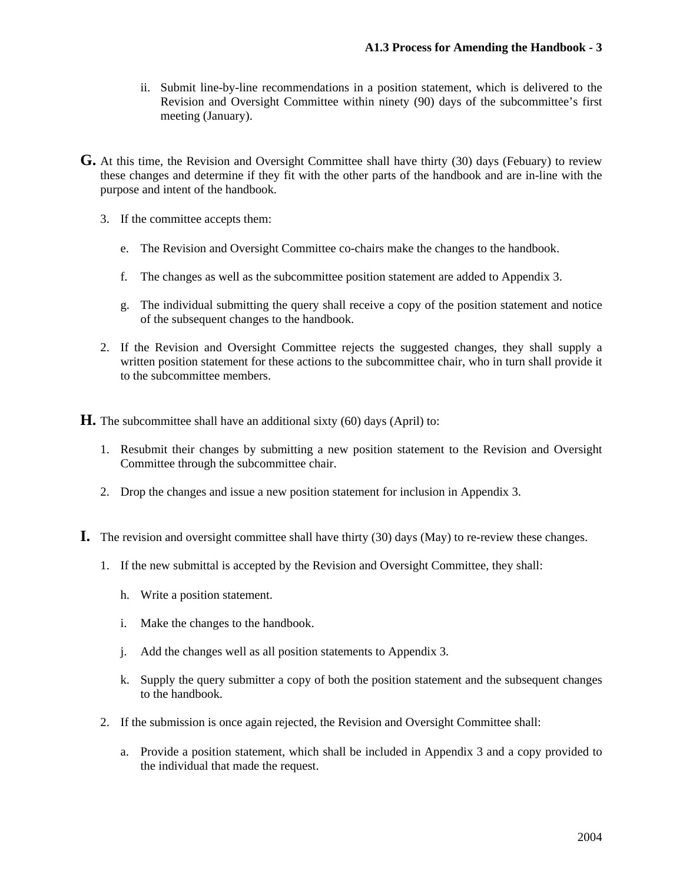ii. Submit line-by-line recommendations in a position statement, which is delivered to the Revision and Oversight Committee within ninety (90) days of the subcommittee's first meeting (January).

**G.** At this time, the Revision and Oversight Committee shall have thirty (30) days (Febuary) to review these changes and determine if they fit with the other parts of the handbook and are in-line with the purpose and intent of the handbook.

3. If the committee accepts them:

   e. The Revision and Oversight Committee co-chairs make the changes to the handbook.

   f. The changes as well as the subcommittee position statement are added to Appendix 3.

   g. The individual submitting the query shall receive a copy of the position statement and notice of the subsequent changes to the handbook.

2. If the Revision and Oversight Committee rejects the suggested changes, they shall supply a written position statement for these actions to the subcommittee chair, who in turn shall provide it to the subcommittee members.

**H.** The subcommittee shall have an additional sixty (60) days (April) to:

1. Resubmit their changes by submitting a new position statement to the Revision and Oversight Committee through the subcommittee chair.

2. Drop the changes and issue a new position statement for inclusion in Appendix 3.

**I.** The revision and oversight committee shall have thirty (30) days (May) to re-review these changes.

1. If the new submittal is accepted by the Revision and Oversight Committee, they shall:

   h. Write a position statement.

   i. Make the changes to the handbook.

   j. Add the changes well as all position statements to Appendix 3.

   k. Supply the query submitter a copy of both the position statement and the subsequent changes to the handbook.

2. If the submission is once again rejected, the Revision and Oversight Committee shall:

   a. Provide a position statement, which shall be included in Appendix 3 and a copy provided to the individual that made the request.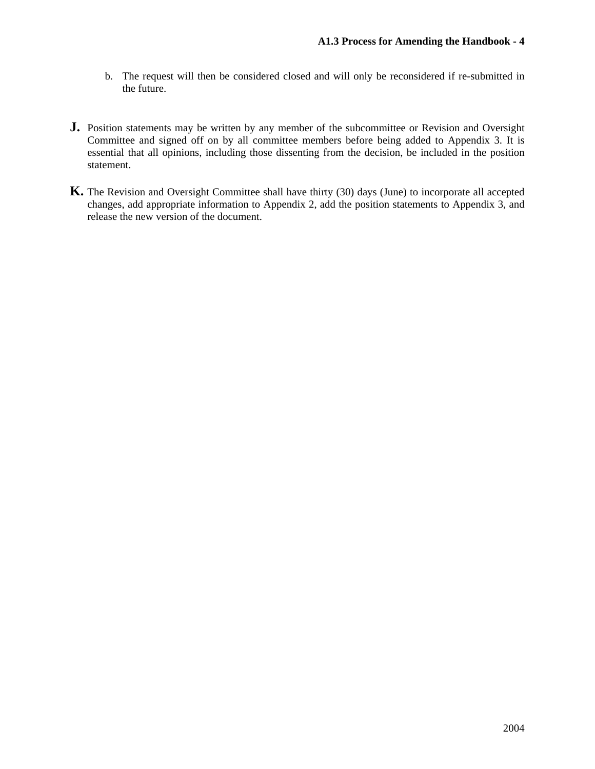b. The request will then be considered closed and will only be reconsidered if re-submitted in the future.

**J.** Position statements may be written by any member of the subcommittee or Revision and Oversight Committee and signed off on by all committee members before being added to Appendix 3. It is essential that all opinions, including those dissenting from the decision, be included in the position statement.

**K.** The Revision and Oversight Committee shall have thirty (30) days (June) to incorporate all accepted changes, add appropriate information to Appendix 2, add the position statements to Appendix 3, and release the new version of the document.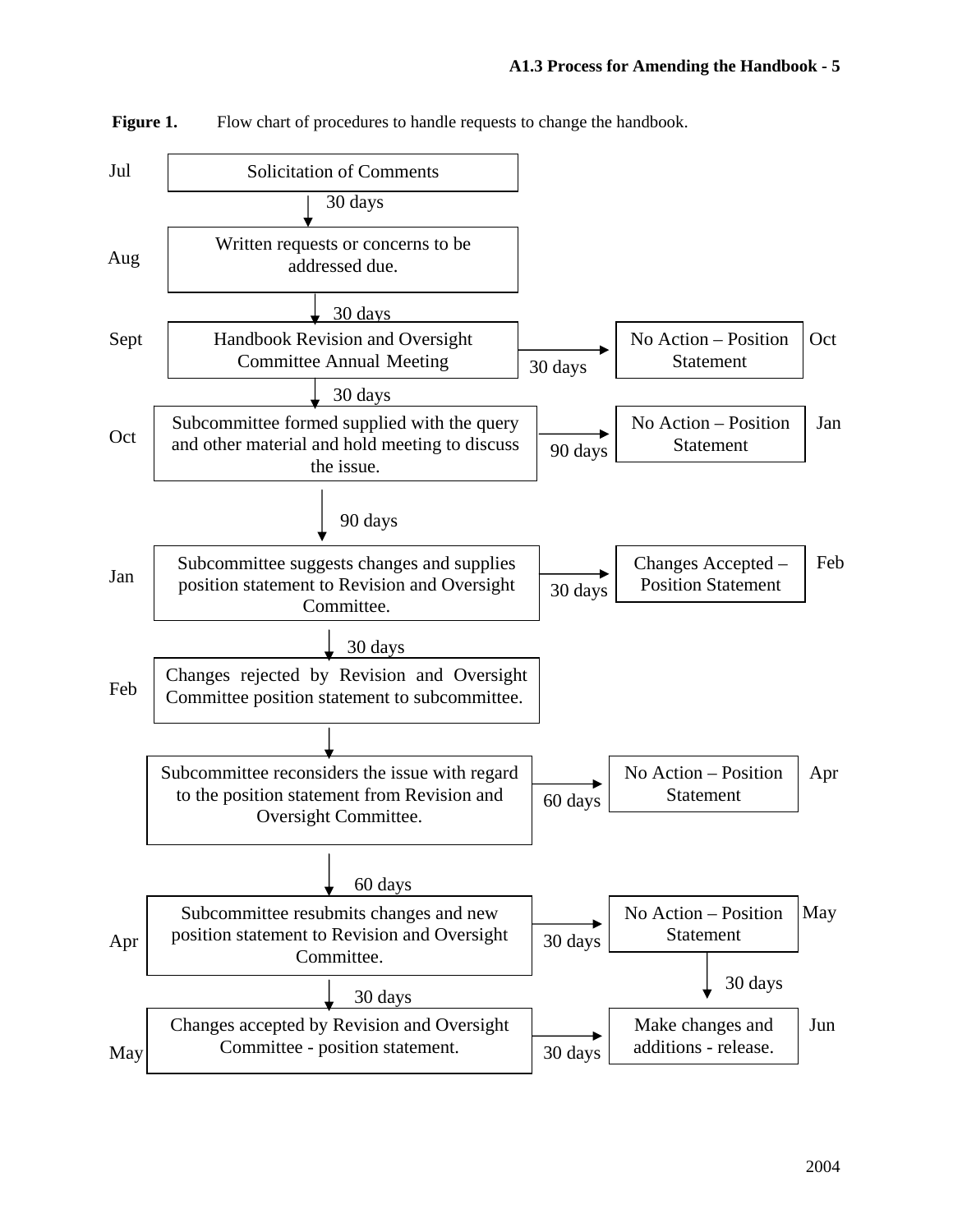**Figure 1.** Flow chart of procedures to handle requests to change the handbook.

Jul

Solicitation of Comments

30 days

Aug

Written requests or concerns to be addressed due.

30 days

Sept

Handbook Revision and Oversight Committee Annual Meeting

30 days

No Action – Position Statement

Oct

30 days

Oct

Subcommittee formed supplied with the query and other material and hold meeting to discuss the issue.

90 days

No Action – Position Statement

Jan

90 days

Jan

Subcommittee suggests changes and supplies position statement to Revision and Oversight Committee.

30 days

Changes Accepted – Position Statement

Feb

30 days

Feb

Changes rejected by Revision and Oversight Committee position statement to subcommittee.

Subcommittee reconsiders the issue with regard to the position statement from Revision and Oversight Committee.

60 days

No Action – Position Statement

Apr

60 days

Apr

Subcommittee resubmits changes and new position statement to Revision and Oversight Committee.

30 days

No Action – Position Statement

May

30 days

30 days

May

Changes accepted by Revision and Oversight Committee - position statement.

30 days

Make changes and additions - release.

Jun

2004